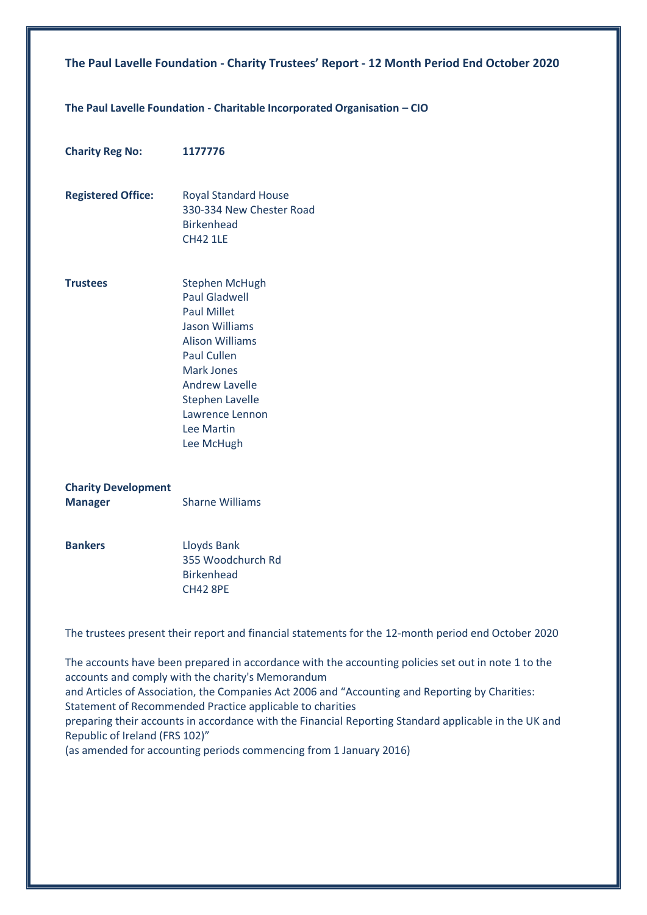**The Paul Lavelle Foundation - Charity Trustees' Report - 12 Month Period End October 2020**

**The Paul Lavelle Foundation - Charitable Incorporated Organisation – CIO**

**Charity Reg No:** **1177776**

**Registered Office:** Royal Standard House
330-334 New Chester Road
Birkenhead
CH42 1LE

**Trustees**
Stephen McHugh
Paul Gladwell
Paul Millet
Jason Williams
Alison Williams
Paul Cullen
Mark Jones
Andrew Lavelle
Stephen Lavelle
Lawrence Lennon
Lee Martin
Lee McHugh

**Charity Development Manager** Sharne Williams

**Bankers** Lloyds Bank
355 Woodchurch Rd
Birkenhead
CH42 8PE

The trustees present their report and financial statements for the 12-month period end October 2020

The accounts have been prepared in accordance with the accounting policies set out in note 1 to the accounts and comply with the charity's Memorandum and Articles of Association, the Companies Act 2006 and "Accounting and Reporting by Charities: Statement of Recommended Practice applicable to charities preparing their accounts in accordance with the Financial Reporting Standard applicable in the UK and Republic of Ireland (FRS 102)" (as amended for accounting periods commencing from 1 January 2016)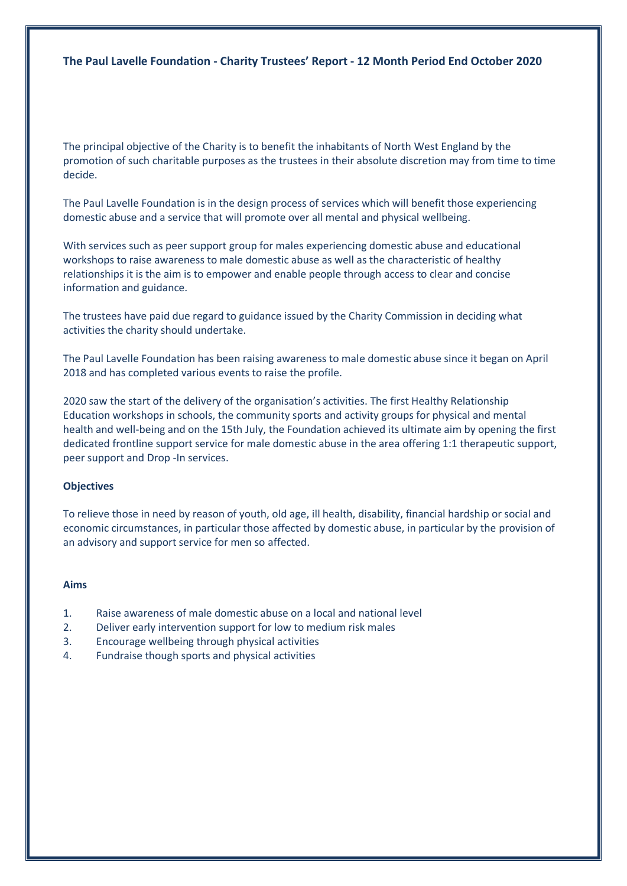**The Paul Lavelle Foundation - Charity Trustees' Report - 12 Month Period End October 2020**

The principal objective of the Charity is to benefit the inhabitants of North West England by the promotion of such charitable purposes as the trustees in their absolute discretion may from time to time decide.

The Paul Lavelle Foundation is in the design process of services which will benefit those experiencing domestic abuse and a service that will promote over all mental and physical wellbeing.

With services such as peer support group for males experiencing domestic abuse and educational workshops to raise awareness to male domestic abuse as well as the characteristic of healthy relationships it is the aim is to empower and enable people through access to clear and concise information and guidance.

The trustees have paid due regard to guidance issued by the Charity Commission in deciding what activities the charity should undertake.

The Paul Lavelle Foundation has been raising awareness to male domestic abuse since it began on April 2018 and has completed various events to raise the profile.

2020 saw the start of the delivery of the organisation's activities. The first Healthy Relationship Education workshops in schools, the community sports and activity groups for physical and mental health and well-being and on the 15th July, the Foundation achieved its ultimate aim by opening the first dedicated frontline support service for male domestic abuse in the area offering 1:1 therapeutic support, peer support and Drop -In services.

**Objectives**

To relieve those in need by reason of youth, old age, ill health, disability, financial hardship or social and economic circumstances, in particular those affected by domestic abuse, in particular by the provision of an advisory and support service for men so affected.

**Aims**

1. Raise awareness of male domestic abuse on a local and national level
2. Deliver early intervention support for low to medium risk males
3. Encourage wellbeing through physical activities
4. Fundraise though sports and physical activities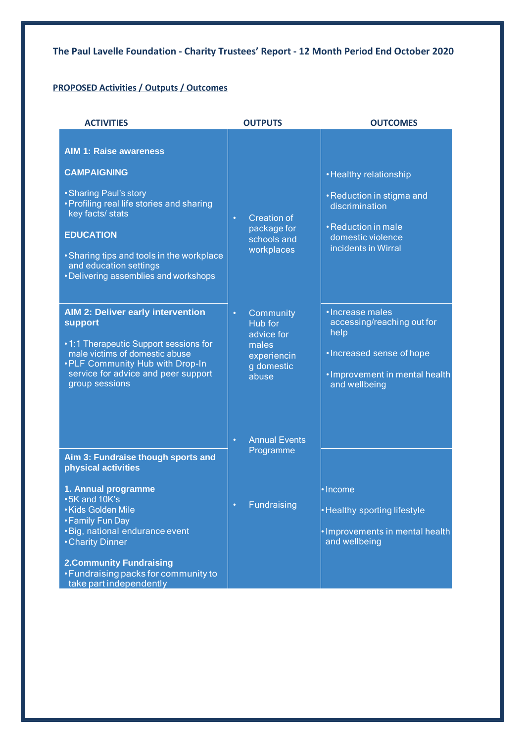**The Paul Lavelle Foundation - Charity Trustees' Report - 12 Month Period End October 2020**

**PROPOSED Activities / Outputs / Outcomes**

| ACTIVITIES | OUTPUTS | OUTCOMES |
|---|---|---|
| **AIM 1: Raise awareness**<br><br>**CAMPAIGNING**<br>• Sharing Paul's story<br>• Profiling real life stories and sharing key facts/ stats<br><br>**EDUCATION**<br>• Sharing tips and tools in the workplace and education settings<br>• Delivering assemblies and workshops | • Creation of package for schools and workplaces | • Healthy relationship<br>• Reduction in stigma and discrimination<br>• Reduction in male domestic violence incidents in Wirral |
| **AIM 2: Deliver early intervention support**<br><br>• 1:1 Therapeutic Support sessions for male victims of domestic abuse<br>• PLF Community Hub with Drop-In service for advice and peer support group sessions | • Community Hub for advice for males experiencing domestic abuse | • Increase males accessing/reaching out for help<br>• Increased sense of hope<br>• Improvement in mental health and wellbeing |
| **Aim 3: Fundraise though sports and physical activities**<br><br>**1. Annual programme**<br>• 5K and 10K's<br>• Kids Golden Mile<br>• Family Fun Day<br>• Big, national endurance event<br>• Charity Dinner<br><br>**2.Community Fundraising**<br>• Fundraising packs for community to take part independently | • Annual Events Programme<br>• Fundraising | • Income<br>• Healthy sporting lifestyle<br>• Improvements in mental health and wellbeing |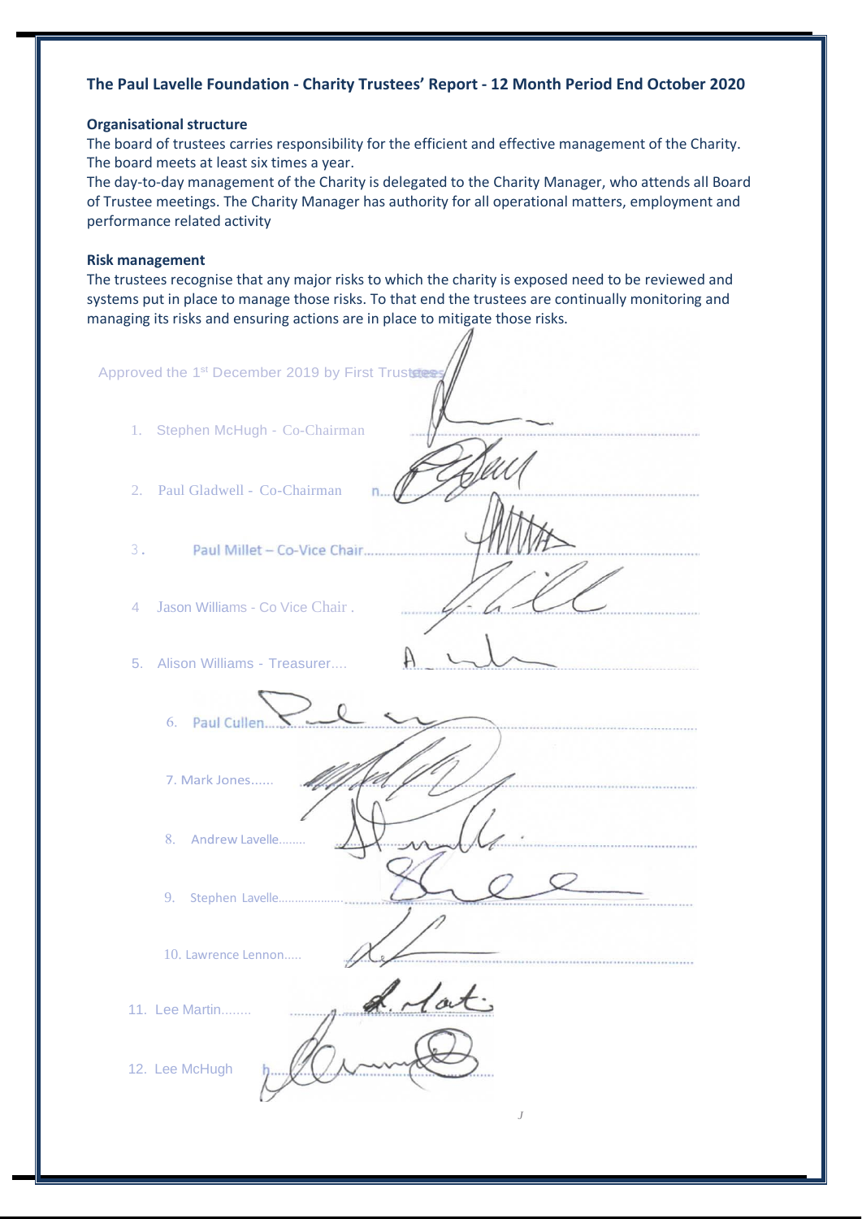### The Paul Lavelle Foundation - Charity Trustees' Report - 12 Month Period End October 2020

**Organisational structure**

The board of trustees carries responsibility for the efficient and effective management of the Charity. The board meets at least six times a year.

The day-to-day management of the Charity is delegated to the Charity Manager, who attends all Board of Trustee meetings. The Charity Manager has authority for all operational matters, employment and performance related activity

**Risk management**

The trustees recognise that any major risks to which the charity is exposed need to be reviewed and systems put in place to manage those risks. To that end the trustees are continually monitoring and managing its risks and ensuring actions are in place to mitigate those risks.

Approved the 1st December 2019 by First Trustees

1. Stephen McHugh - Co-Chairman
2. Paul Gladwell - Co-Chairman
3. Paul Millet – Co-Vice Chair
4. Jason Williams - Co Vice Chair
5. Alison Williams - Treasurer
6. Paul Cullen
7. Mark Jones
8. Andrew Lavelle
9. Stephen Lavelle
10. Lawrence Lennon
11. Lee Martin
12. Lee McHugh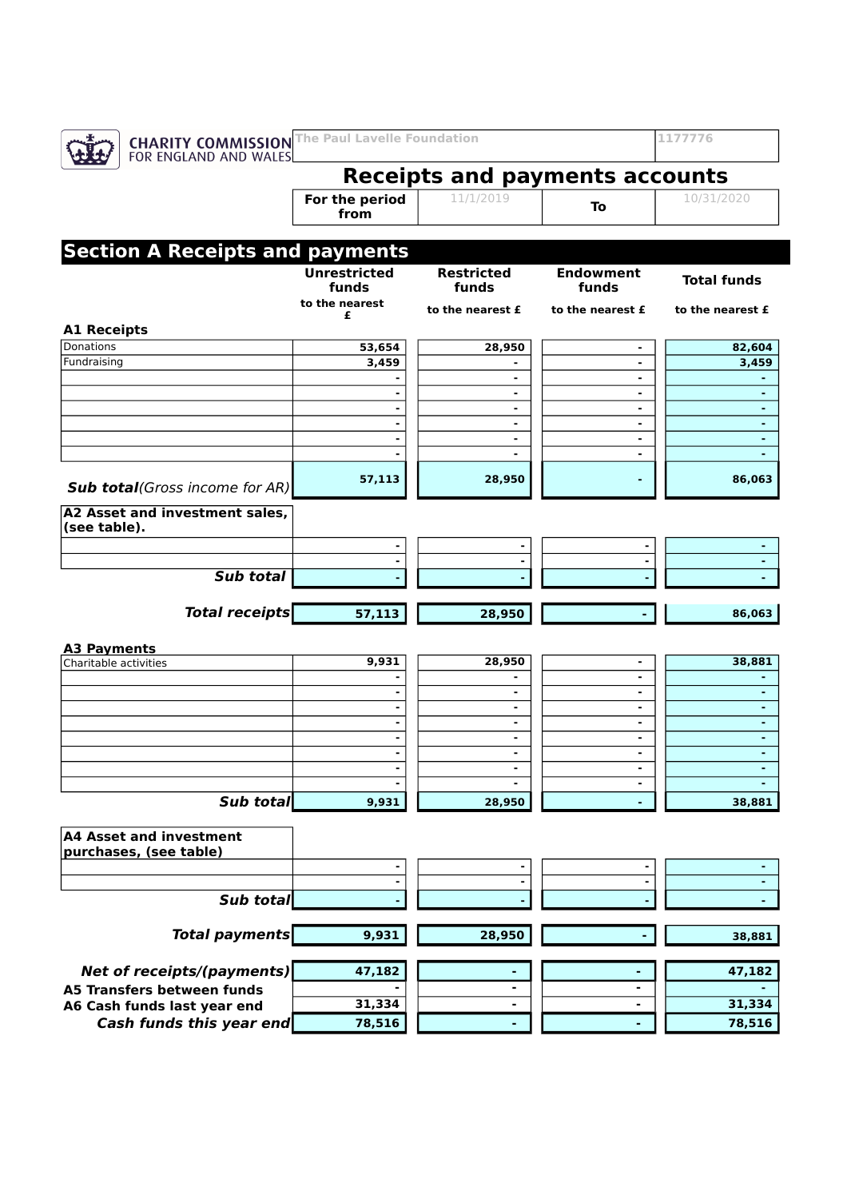CHARITY COMMISSION FOR ENGLAND AND WALES

| The Paul Lavelle Foundation | 1177776 |
|---|---|

# Receipts and payments accounts

| For the period from | 11/1/2019 | To | 10/31/2020 |
|---|---|---|---|

## Section A Receipts and payments

| | Unrestricted funds | Restricted funds | Endowment funds | Total funds |
|---|---|---|---|---|
| | to the nearest £ | to the nearest £ | to the nearest £ | to the nearest £ |
| **A1 Receipts** | | | | |
| Donations | 53,654 | 28,950 | - | 82,604 |
| Fundraising | 3,459 | - | - | 3,459 |
| | - | - | - | - |
| | - | - | - | - |
| | - | - | - | - |
| | - | - | - | - |
| | - | - | - | - |
| | - | - | - | - |
| ***Sub total*** *(Gross income for AR)* | 57,113 | 28,950 | - | 86,063 |
| **A2 Asset and investment sales, (see table).** | | | | |
| | - | - | - | - |
| | - | - | - | - |
| ***Sub total*** | - | - | - | - |
| ***Total receipts*** | 57,113 | 28,950 | - | 86,063 |
| **A3 Payments** | | | | |
| Charitable activities | 9,931 | 28,950 | - | 38,881 |
| | - | - | - | - |
| | - | - | - | - |
| | - | - | - | - |
| | - | - | - | - |
| | - | - | - | - |
| | - | - | - | - |
| | - | - | - | - |
| | - | - | - | - |
| ***Sub total*** | 9,931 | 28,950 | - | 38,881 |
| **A4 Asset and investment purchases, (see table)** | | | | |
| | - | - | - | - |
| | - | - | - | - |
| ***Sub total*** | - | - | - | - |
| ***Total payments*** | 9,931 | 28,950 | - | 38,881 |
| ***Net of receipts/(payments)*** | 47,182 | - | - | 47,182 |
| **A5 Transfers between funds** | - | - | - | - |
| **A6 Cash funds last year end** | 31,334 | - | - | 31,334 |
| ***Cash funds this year end*** | 78,516 | - | - | 78,516 |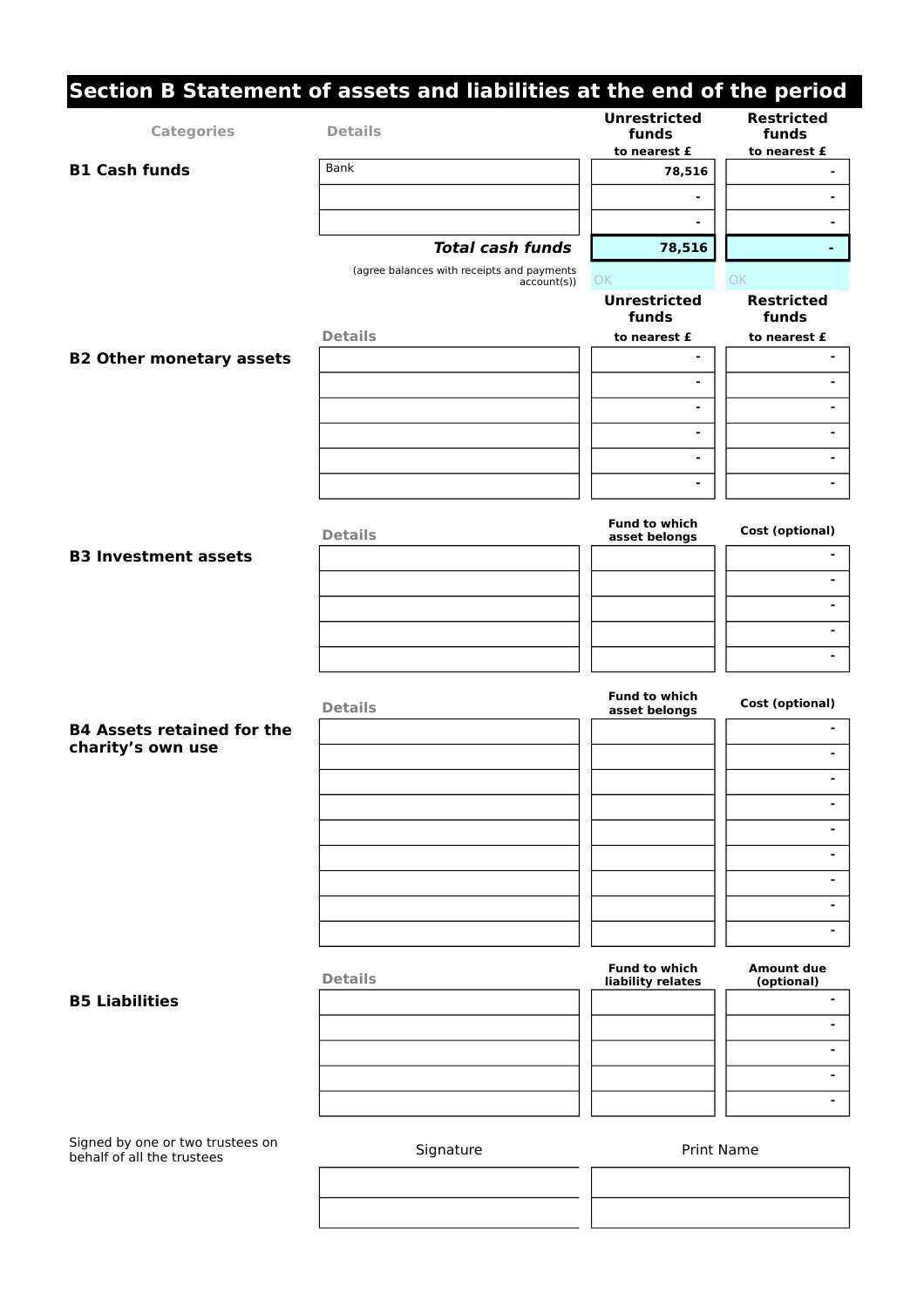## Section B Statement of assets and liabilities at the end of the period

| Categories | Details | Unrestricted funds to nearest £ | Restricted funds to nearest £ |
|---|---|---|---|
| **B1 Cash funds** | Bank | 78,516 | - |
| | | - | - |
| | | - | - |
| | ***Total cash funds*** | **78,516** | **-** |
| | (agree balances with receipts and payments account(s)) | OK | OK |

| | Details | Unrestricted funds to nearest £ | Restricted funds to nearest £ |
|---|---|---|---|
| **B2 Other monetary assets** | | - | - |
| | | - | - |
| | | - | - |
| | | - | - |
| | | - | - |
| | | - | - |

| | Details | Fund to which asset belongs | Cost (optional) |
|---|---|---|---|
| **B3 Investment assets** | | | - |
| | | | - |
| | | | - |
| | | | - |
| | | | - |

| | Details | Fund to which asset belongs | Cost (optional) |
|---|---|---|---|
| **B4 Assets retained for the charity's own use** | | | - |
| | | | - |
| | | | - |
| | | | - |
| | | | - |
| | | | - |
| | | | - |
| | | | - |
| | | | - |

| | Details | Fund to which liability relates | Amount due (optional) |
|---|---|---|---|
| **B5 Liabilities** | | | - |
| | | | - |
| | | | - |
| | | | - |
| | | | - |

| Signed by one or two trustees on behalf of all the trustees | Signature | Print Name |
|---|---|---|
| | | |
| | | |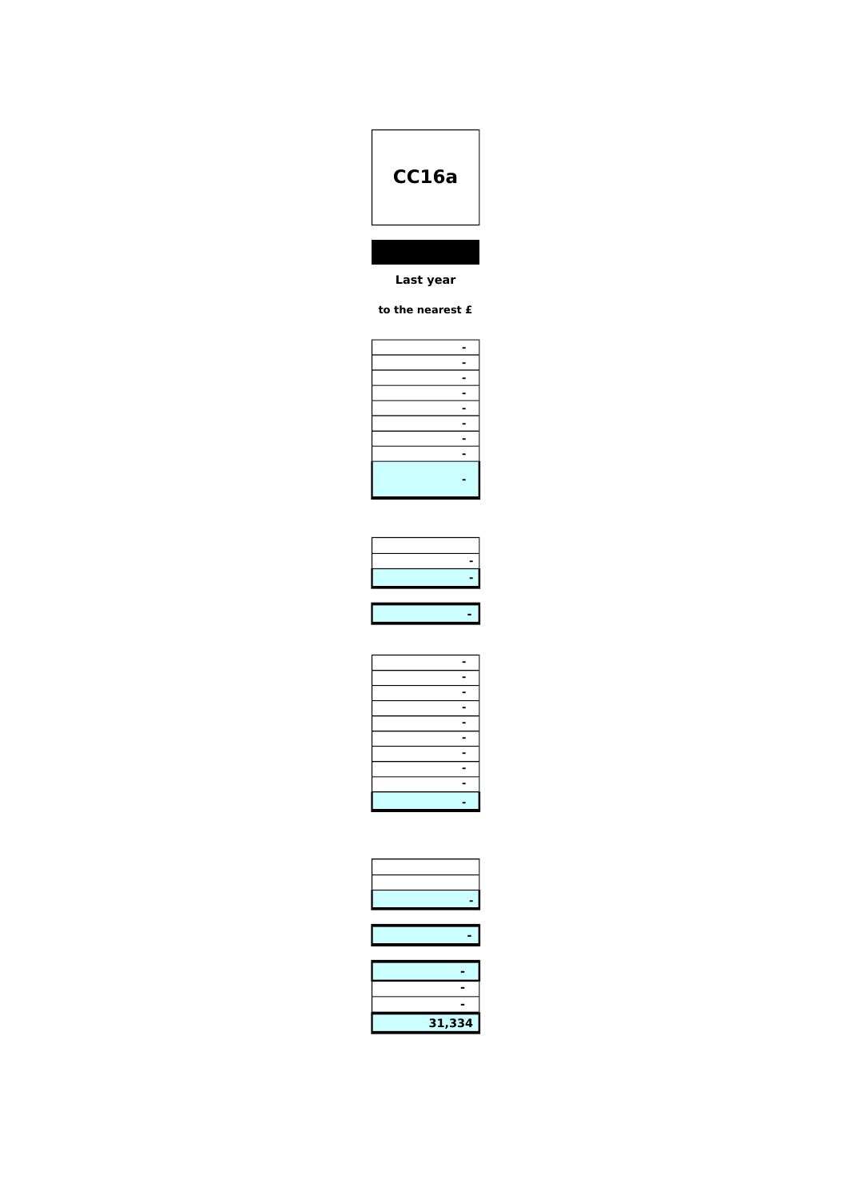# CC16a

**Last year**

**to the nearest £**

| |
|---|
| - |
| - |
| - |
| - |
| - |
| - |
| - |
| - |
| **-** |

| |
|---|
| |
| - |
| **-** |

| |
|---|
| **-** |

| |
|---|
| - |
| - |
| - |
| - |
| - |
| - |
| - |
| - |
| - |
| **-** |

| |
|---|
| |
| |
| **-** |

| |
|---|
| **-** |

| |
|---|
| **-** |
| - |
| - |
| **31,334** |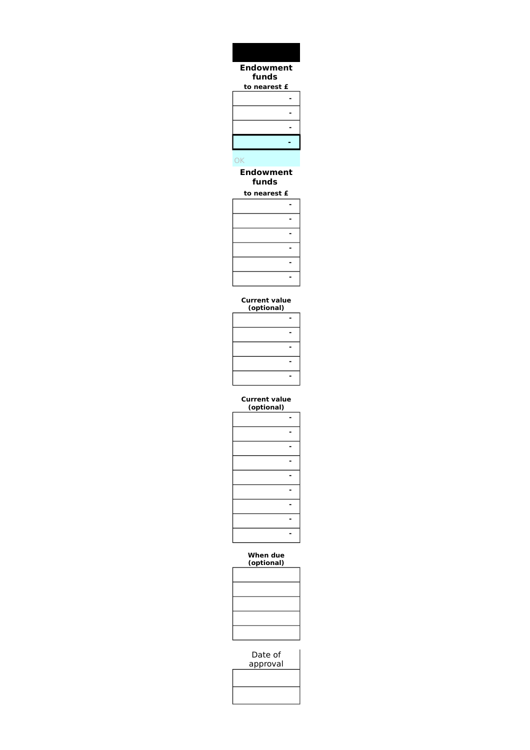| Endowment funds to nearest £ |
| --- |
| - |
| - |
| - |
| - |

OK

| Endowment funds to nearest £ |
| --- |
| - |
| - |
| - |
| - |
| - |
| - |

| Current value (optional) |
| --- |
| - |
| - |
| - |
| - |
| - |

| Current value (optional) |
| --- |
| - |
| - |
| - |
| - |
| - |
| - |
| - |
| - |
| - |

| When due (optional) |
| --- |
| |
| |
| |
| |
| |

| Date of approval |
| --- |
| |
| |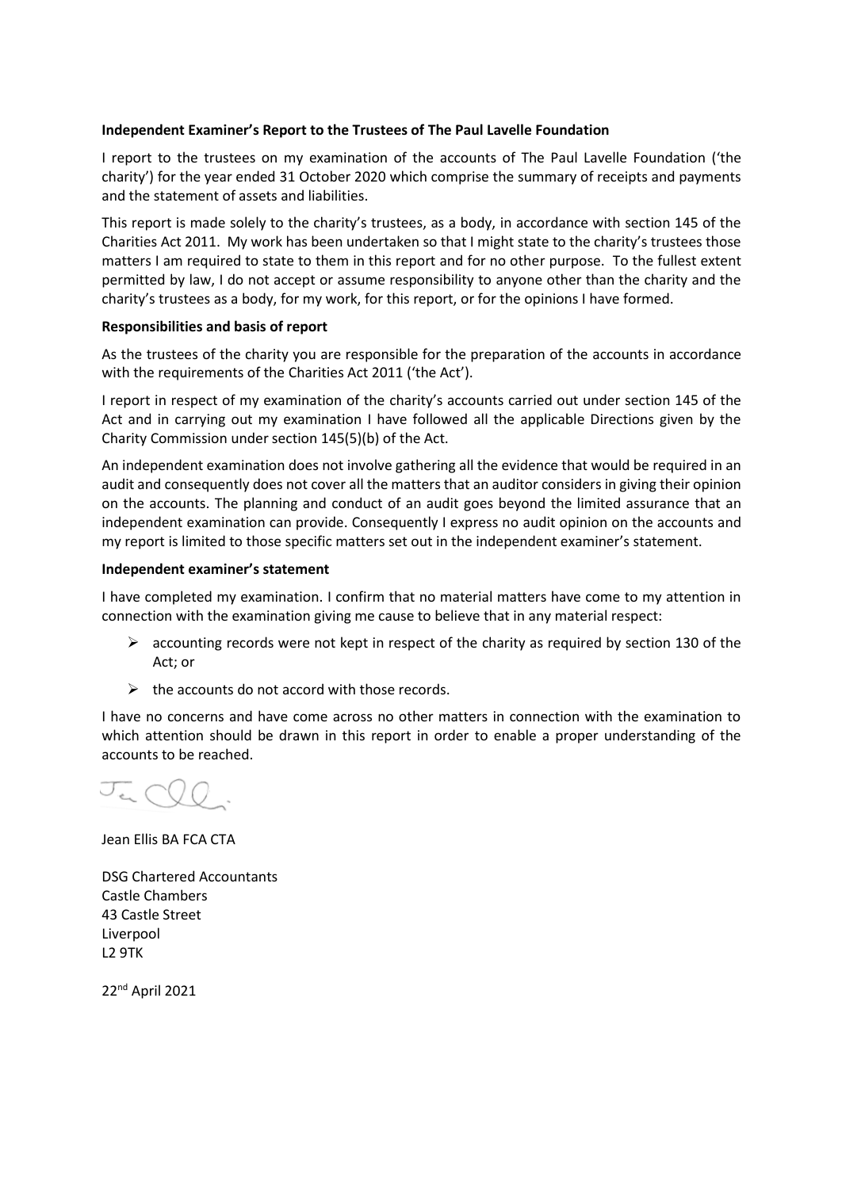**Independent Examiner's Report to the Trustees of The Paul Lavelle Foundation**

I report to the trustees on my examination of the accounts of The Paul Lavelle Foundation ('the charity') for the year ended 31 October 2020 which comprise the summary of receipts and payments and the statement of assets and liabilities.

This report is made solely to the charity's trustees, as a body, in accordance with section 145 of the Charities Act 2011. My work has been undertaken so that I might state to the charity's trustees those matters I am required to state to them in this report and for no other purpose. To the fullest extent permitted by law, I do not accept or assume responsibility to anyone other than the charity and the charity's trustees as a body, for my work, for this report, or for the opinions I have formed.

**Responsibilities and basis of report**

As the trustees of the charity you are responsible for the preparation of the accounts in accordance with the requirements of the Charities Act 2011 ('the Act').

I report in respect of my examination of the charity's accounts carried out under section 145 of the Act and in carrying out my examination I have followed all the applicable Directions given by the Charity Commission under section 145(5)(b) of the Act.

An independent examination does not involve gathering all the evidence that would be required in an audit and consequently does not cover all the matters that an auditor considers in giving their opinion on the accounts. The planning and conduct of an audit goes beyond the limited assurance that an independent examination can provide. Consequently I express no audit opinion on the accounts and my report is limited to those specific matters set out in the independent examiner's statement.

**Independent examiner's statement**

I have completed my examination. I confirm that no material matters have come to my attention in connection with the examination giving me cause to believe that in any material respect:

- accounting records were not kept in respect of the charity as required by section 130 of the Act; or
- the accounts do not accord with those records.

I have no concerns and have come across no other matters in connection with the examination to which attention should be drawn in this report in order to enable a proper understanding of the accounts to be reached.

Jean Ellis BA FCA CTA

DSG Chartered Accountants
Castle Chambers
43 Castle Street
Liverpool
L2 9TK

22nd April 2021